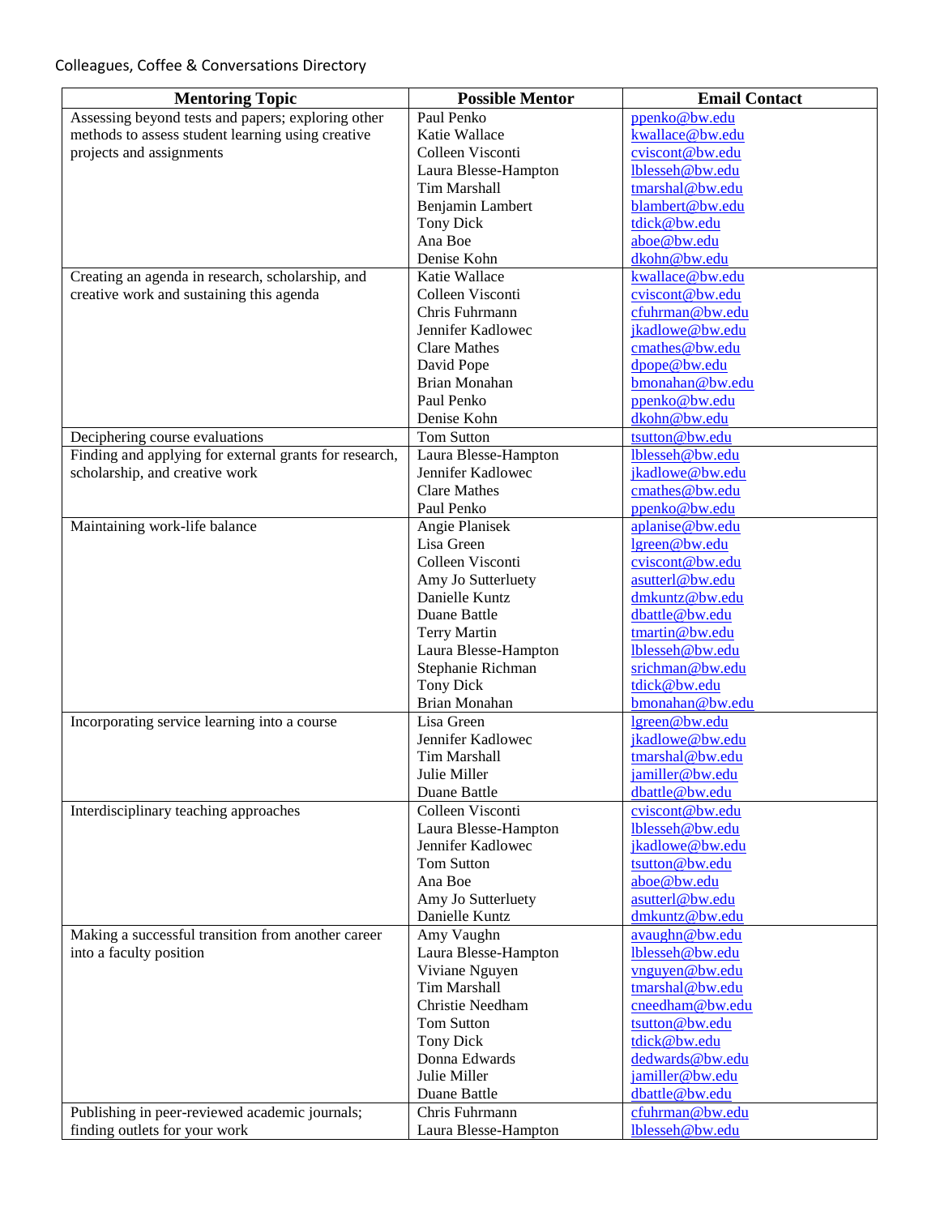Colleagues, Coffee & Conversations Directory

| Mentoring Topic | Possible Mentor | Email Contact |
| --- | --- | --- |
| Assessing beyond tests and papers; exploring other methods to assess student learning using creative projects and assignments | Paul Penko | ppenko@bw.edu |
| | Katie Wallace | kwallace@bw.edu |
| | Colleen Visconti | cviscont@bw.edu |
| | Laura Blesse-Hampton | lblesseh@bw.edu |
| | Tim Marshall | tmarshal@bw.edu |
| | Benjamin Lambert | blambert@bw.edu |
| | Tony Dick | tdick@bw.edu |
| | Ana Boe | aboe@bw.edu |
| | Denise Kohn | dkohn@bw.edu |
| Creating an agenda in research, scholarship, and creative work and sustaining this agenda | Katie Wallace | kwallace@bw.edu |
| | Colleen Visconti | cviscont@bw.edu |
| | Chris Fuhrmann | cfuhrman@bw.edu |
| | Jennifer Kadlowec | jkadlowe@bw.edu |
| | Clare Mathes | cmathes@bw.edu |
| | David Pope | dpope@bw.edu |
| | Brian Monahan | bmonahan@bw.edu |
| | Paul Penko | ppenko@bw.edu |
| | Denise Kohn | dkohn@bw.edu |
| Deciphering course evaluations | Tom Sutton | tsutton@bw.edu |
| Finding and applying for external grants for research, scholarship, and creative work | Laura Blesse-Hampton | lblesseh@bw.edu |
| | Jennifer Kadlowec | jkadlowe@bw.edu |
| | Clare Mathes | cmathes@bw.edu |
| | Paul Penko | ppenko@bw.edu |
| Maintaining work-life balance | Angie Planisek | aplanise@bw.edu |
| | Lisa Green | lgreen@bw.edu |
| | Colleen Visconti | cviscont@bw.edu |
| | Amy Jo Sutterluety | asutterl@bw.edu |
| | Danielle Kuntz | dmkuntz@bw.edu |
| | Duane Battle | dbattle@bw.edu |
| | Terry Martin | tmartin@bw.edu |
| | Laura Blesse-Hampton | lblesseh@bw.edu |
| | Stephanie Richman | srichman@bw.edu |
| | Tony Dick | tdick@bw.edu |
| | Brian Monahan | bmonahan@bw.edu |
| Incorporating service learning into a course | Lisa Green | lgreen@bw.edu |
| | Jennifer Kadlowec | jkadlowe@bw.edu |
| | Tim Marshall | tmarshal@bw.edu |
| | Julie Miller | jamiller@bw.edu |
| | Duane Battle | dbattle@bw.edu |
| Interdisciplinary teaching approaches | Colleen Visconti | cviscont@bw.edu |
| | Laura Blesse-Hampton | lblesseh@bw.edu |
| | Jennifer Kadlowec | jkadlowe@bw.edu |
| | Tom Sutton | tsutton@bw.edu |
| | Ana Boe | aboe@bw.edu |
| | Amy Jo Sutterluety | asutterl@bw.edu |
| | Danielle Kuntz | dmkuntz@bw.edu |
| Making a successful transition from another career into a faculty position | Amy Vaughn | avaughn@bw.edu |
| | Laura Blesse-Hampton | lblesseh@bw.edu |
| | Viviane Nguyen | vnguyen@bw.edu |
| | Tim Marshall | tmarshal@bw.edu |
| | Christie Needham | cneedham@bw.edu |
| | Tom Sutton | tsutton@bw.edu |
| | Tony Dick | tdick@bw.edu |
| | Donna Edwards | dedwards@bw.edu |
| | Julie Miller | jamiller@bw.edu |
| | Duane Battle | dbattle@bw.edu |
| Publishing in peer-reviewed academic journals; finding outlets for your work | Chris Fuhrmann | cfuhrman@bw.edu |
| | Laura Blesse-Hampton | lblesseh@bw.edu |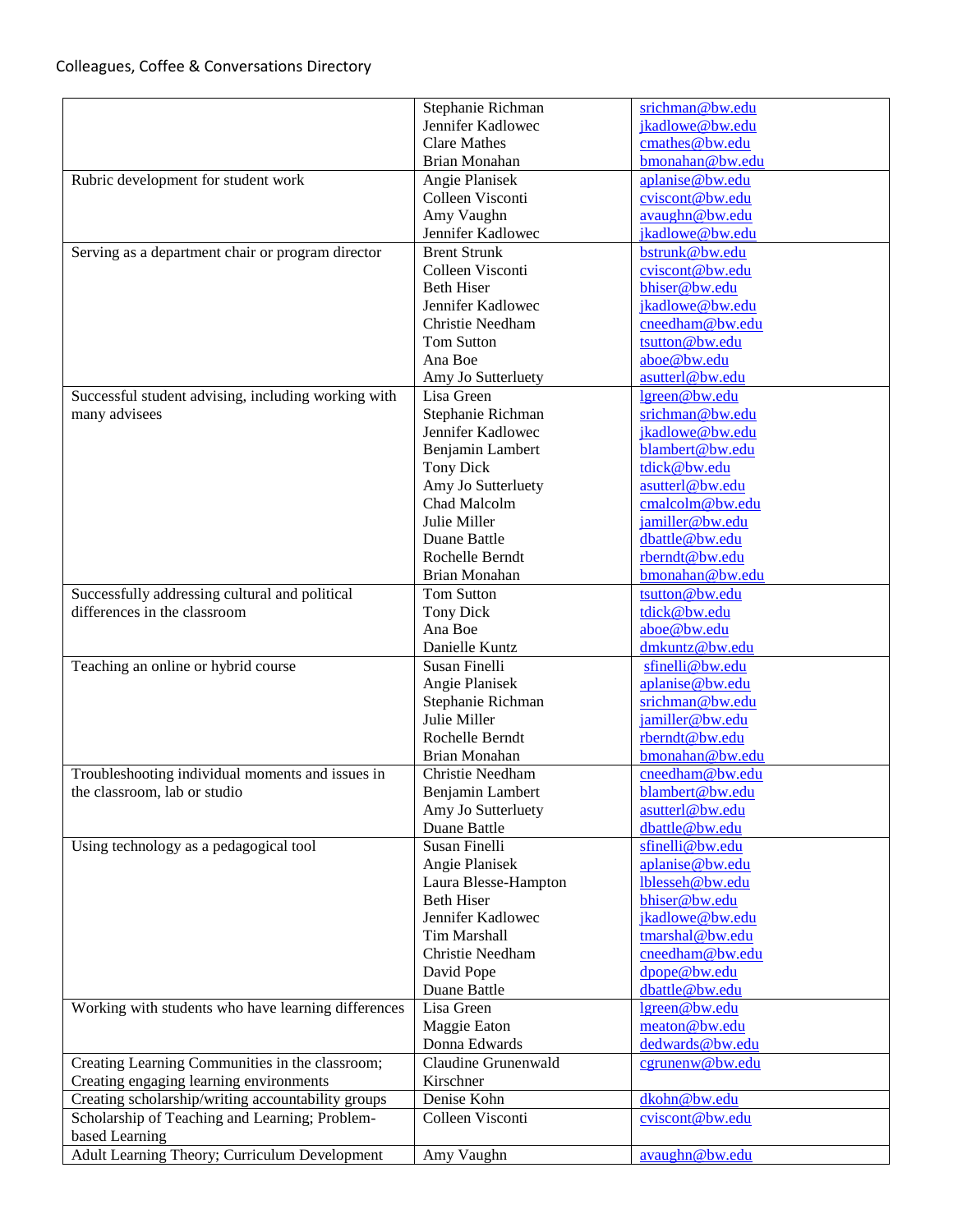Colleagues, Coffee & Conversations Directory

| | | |
|---|---|---|
| | Stephanie Richman<br>Jennifer Kadlowec<br>Clare Mathes<br>Brian Monahan | srichman@bw.edu<br>jkadlowe@bw.edu<br>cmathes@bw.edu<br>bmonahan@bw.edu |
| Rubric development for student work | Angie Planisek<br>Colleen Visconti<br>Amy Vaughn<br>Jennifer Kadlowec | aplanise@bw.edu<br>cviscont@bw.edu<br>avaughn@bw.edu<br>jkadlowe@bw.edu |
| Serving as a department chair or program director | Brent Strunk<br>Colleen Visconti<br>Beth Hiser<br>Jennifer Kadlowec<br>Christie Needham<br>Tom Sutton<br>Ana Boe<br>Amy Jo Sutterluety | bstrunk@bw.edu<br>cviscont@bw.edu<br>bhiser@bw.edu<br>jkadlowe@bw.edu<br>cneedham@bw.edu<br>tsutton@bw.edu<br>aboe@bw.edu<br>asutterl@bw.edu |
| Successful student advising, including working with many advisees | Lisa Green<br>Stephanie Richman<br>Jennifer Kadlowec<br>Benjamin Lambert<br>Tony Dick<br>Amy Jo Sutterluety<br>Chad Malcolm<br>Julie Miller<br>Duane Battle<br>Rochelle Berndt<br>Brian Monahan | lgreen@bw.edu<br>srichman@bw.edu<br>jkadlowe@bw.edu<br>blambert@bw.edu<br>tdick@bw.edu<br>asutterl@bw.edu<br>cmalcolm@bw.edu<br>jamiller@bw.edu<br>dbattle@bw.edu<br>rberndt@bw.edu<br>bmonahan@bw.edu |
| Successfully addressing cultural and political differences in the classroom | Tom Sutton<br>Tony Dick<br>Ana Boe<br>Danielle Kuntz | tsutton@bw.edu<br>tdick@bw.edu<br>aboe@bw.edu<br>dmkuntz@bw.edu |
| Teaching an online or hybrid course | Susan Finelli<br>Angie Planisek<br>Stephanie Richman<br>Julie Miller<br>Rochelle Berndt<br>Brian Monahan | sfinelli@bw.edu<br>aplanise@bw.edu<br>srichman@bw.edu<br>jamiller@bw.edu<br>rberndt@bw.edu<br>bmonahan@bw.edu |
| Troubleshooting individual moments and issues in the classroom, lab or studio | Christie Needham<br>Benjamin Lambert<br>Amy Jo Sutterluety<br>Duane Battle | cneedham@bw.edu<br>blambert@bw.edu<br>asutterl@bw.edu<br>dbattle@bw.edu |
| Using technology as a pedagogical tool | Susan Finelli<br>Angie Planisek<br>Laura Blesse-Hampton<br>Beth Hiser<br>Jennifer Kadlowec<br>Tim Marshall<br>Christie Needham<br>David Pope<br>Duane Battle | sfinelli@bw.edu<br>aplanise@bw.edu<br>lblesseh@bw.edu<br>bhiser@bw.edu<br>jkadlowe@bw.edu<br>tmarshal@bw.edu<br>cneedham@bw.edu<br>dpope@bw.edu<br>dbattle@bw.edu |
| Working with students who have learning differences | Lisa Green<br>Maggie Eaton<br>Donna Edwards | lgreen@bw.edu<br>meaton@bw.edu<br>dedwards@bw.edu |
| Creating Learning Communities in the classroom; Creating engaging learning environments | Claudine Grunenwald Kirschner | cgrunenw@bw.edu |
| Creating scholarship/writing accountability groups | Denise Kohn | dkohn@bw.edu |
| Scholarship of Teaching and Learning; Problem-based Learning | Colleen Visconti | cviscont@bw.edu |
| Adult Learning Theory; Curriculum Development | Amy Vaughn | avaughn@bw.edu |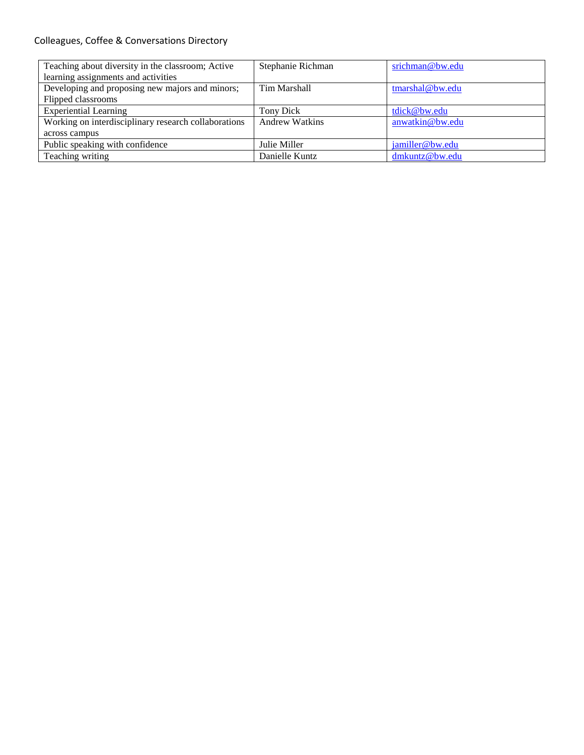Colleagues, Coffee & Conversations Directory

| | | |
|---|---|---|
| Teaching about diversity in the classroom; Active learning assignments and activities | Stephanie Richman | srichman@bw.edu |
| Developing and proposing new majors and minors; Flipped classrooms | Tim Marshall | tmarshal@bw.edu |
| Experiential Learning | Tony Dick | tdick@bw.edu |
| Working on interdisciplinary research collaborations across campus | Andrew Watkins | anwatkin@bw.edu |
| Public speaking with confidence | Julie Miller | jamiller@bw.edu |
| Teaching writing | Danielle Kuntz | dmkuntz@bw.edu |